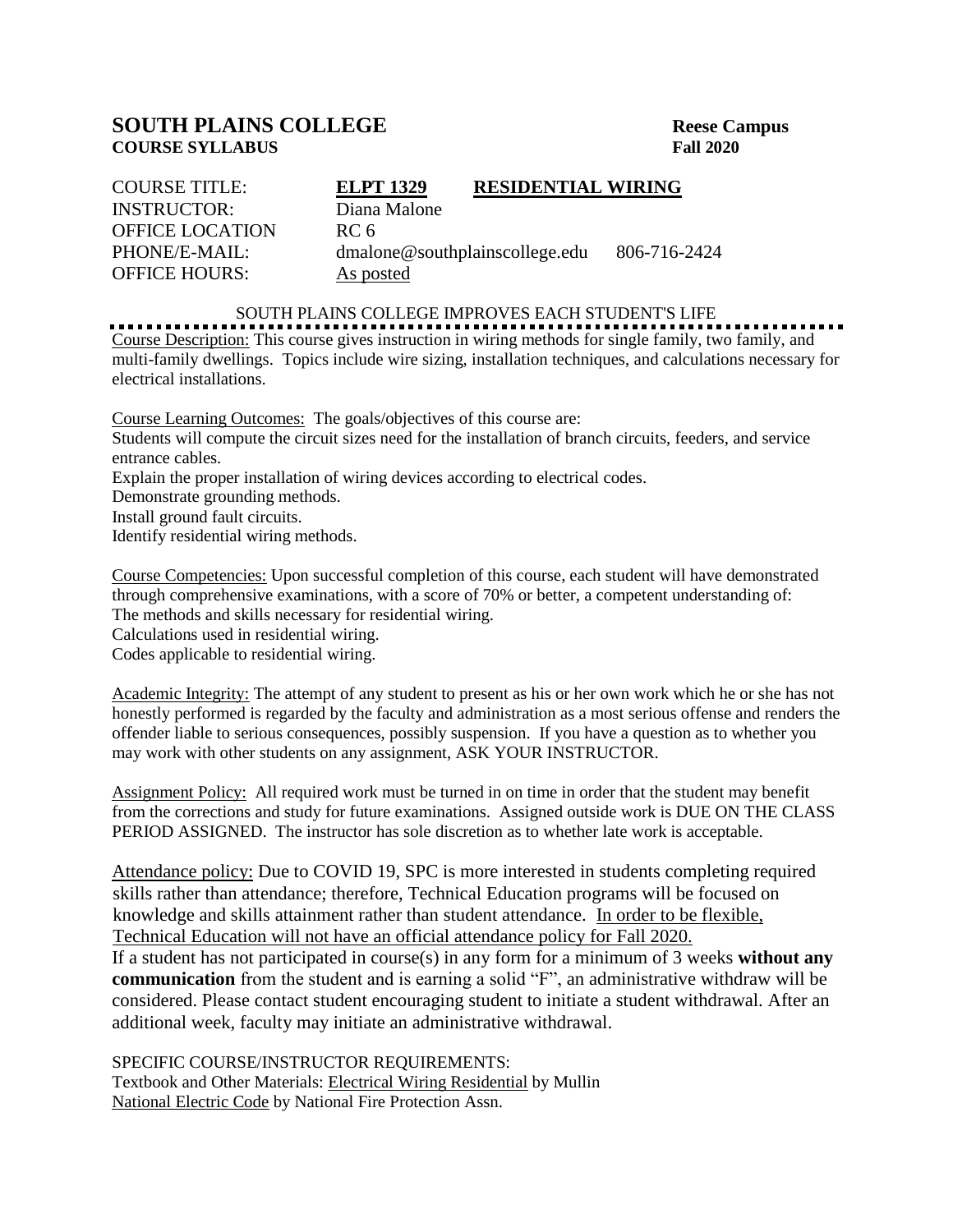# SOUTH PLAINS COLLEGE

**COURSE SYLLABUS**

**Reese Campus**
**Fall 2020**

COURSE TITLE: **ELPT 1329** **RESIDENTIAL WIRING**
INSTRUCTOR: Diana Malone
OFFICE LOCATION RC 6
PHONE/E-MAIL: dmalone@southplainscollege.edu 806-716-2424
OFFICE HOURS: As posted

SOUTH PLAINS COLLEGE IMPROVES EACH STUDENT'S LIFE

Course Description: This course gives instruction in wiring methods for single family, two family, and multi-family dwellings. Topics include wire sizing, installation techniques, and calculations necessary for electrical installations.

Course Learning Outcomes: The goals/objectives of this course are:
Students will compute the circuit sizes need for the installation of branch circuits, feeders, and service entrance cables.
Explain the proper installation of wiring devices according to electrical codes.
Demonstrate grounding methods.
Install ground fault circuits.
Identify residential wiring methods.

Course Competencies: Upon successful completion of this course, each student will have demonstrated through comprehensive examinations, with a score of 70% or better, a competent understanding of:
The methods and skills necessary for residential wiring.
Calculations used in residential wiring.
Codes applicable to residential wiring.

Academic Integrity: The attempt of any student to present as his or her own work which he or she has not honestly performed is regarded by the faculty and administration as a most serious offense and renders the offender liable to serious consequences, possibly suspension. If you have a question as to whether you may work with other students on any assignment, ASK YOUR INSTRUCTOR.

Assignment Policy: All required work must be turned in on time in order that the student may benefit from the corrections and study for future examinations. Assigned outside work is DUE ON THE CLASS PERIOD ASSIGNED. The instructor has sole discretion as to whether late work is acceptable.

Attendance policy: Due to COVID 19, SPC is more interested in students completing required skills rather than attendance; therefore, Technical Education programs will be focused on knowledge and skills attainment rather than student attendance. In order to be flexible, Technical Education will not have an official attendance policy for Fall 2020.
If a student has not participated in course(s) in any form for a minimum of 3 weeks **without any communication** from the student and is earning a solid "F", an administrative withdraw will be considered. Please contact student encouraging student to initiate a student withdrawal. After an additional week, faculty may initiate an administrative withdrawal.

SPECIFIC COURSE/INSTRUCTOR REQUIREMENTS:
Textbook and Other Materials: Electrical Wiring Residential by Mullin
National Electric Code by National Fire Protection Assn.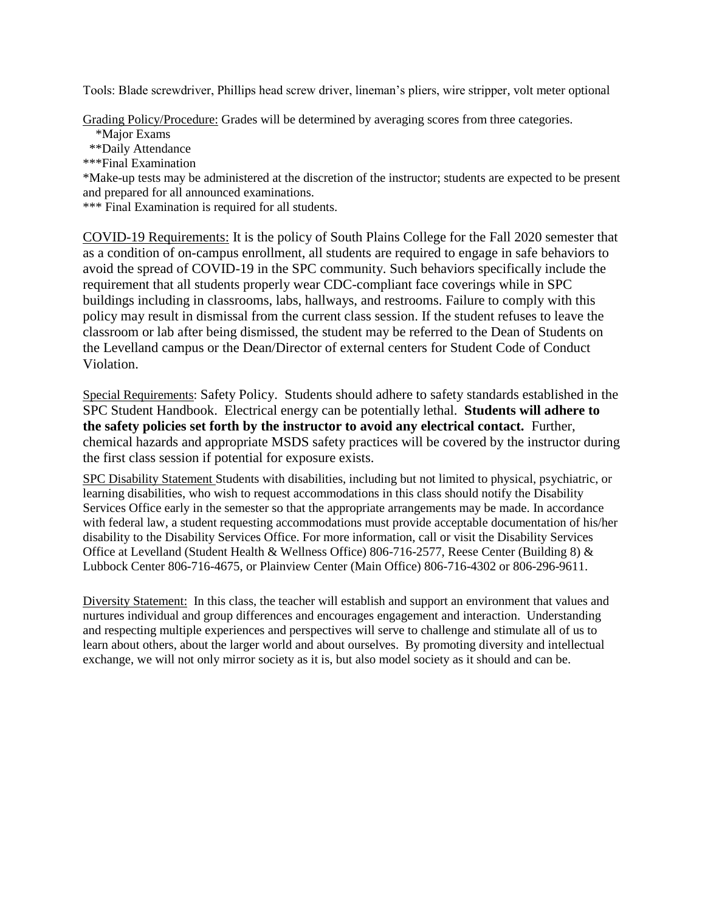Tools: Blade screwdriver, Phillips head screw driver, lineman's pliers, wire stripper, volt meter optional

Grading Policy/Procedure: Grades will be determined by averaging scores from three categories.

\*Major Exams
\*\*Daily Attendance
\*\*\*Final Examination

\*Make-up tests may be administered at the discretion of the instructor; students are expected to be present and prepared for all announced examinations.

\*\*\* Final Examination is required for all students.

COVID-19 Requirements: It is the policy of South Plains College for the Fall 2020 semester that as a condition of on-campus enrollment, all students are required to engage in safe behaviors to avoid the spread of COVID-19 in the SPC community. Such behaviors specifically include the requirement that all students properly wear CDC-compliant face coverings while in SPC buildings including in classrooms, labs, hallways, and restrooms. Failure to comply with this policy may result in dismissal from the current class session. If the student refuses to leave the classroom or lab after being dismissed, the student may be referred to the Dean of Students on the Levelland campus or the Dean/Director of external centers for Student Code of Conduct Violation.

Special Requirements: Safety Policy. Students should adhere to safety standards established in the SPC Student Handbook. Electrical energy can be potentially lethal. **Students will adhere to the safety policies set forth by the instructor to avoid any electrical contact.** Further, chemical hazards and appropriate MSDS safety practices will be covered by the instructor during the first class session if potential for exposure exists.

SPC Disability Statement Students with disabilities, including but not limited to physical, psychiatric, or learning disabilities, who wish to request accommodations in this class should notify the Disability Services Office early in the semester so that the appropriate arrangements may be made. In accordance with federal law, a student requesting accommodations must provide acceptable documentation of his/her disability to the Disability Services Office. For more information, call or visit the Disability Services Office at Levelland (Student Health & Wellness Office) 806-716-2577, Reese Center (Building 8) & Lubbock Center 806-716-4675, or Plainview Center (Main Office) 806-716-4302 or 806-296-9611.

Diversity Statement: In this class, the teacher will establish and support an environment that values and nurtures individual and group differences and encourages engagement and interaction. Understanding and respecting multiple experiences and perspectives will serve to challenge and stimulate all of us to learn about others, about the larger world and about ourselves. By promoting diversity and intellectual exchange, we will not only mirror society as it is, but also model society as it should and can be.